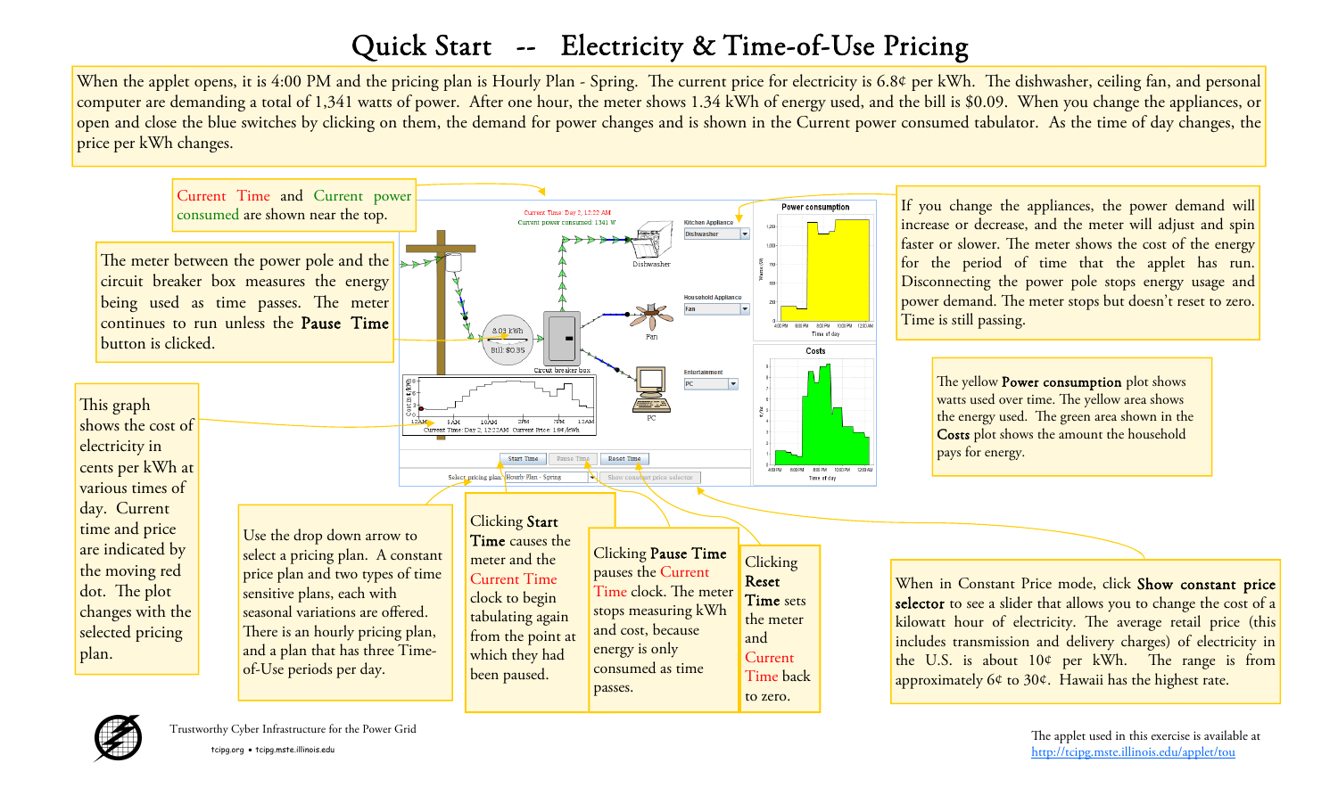# Quick Start -- Electricity & Time-of-Use Pricing

When the applet opens, it is 4:00 PM and the pricing plan is Hourly Plan - Spring. The current price for electricity is 6.8¢ per kWh. The dishwasher, ceiling fan, and personal computer are demanding a total of 1,341 watts of power. After one hour, the meter shows 1.34 kWh of energy used, and the bill is $0.09. When you change the appliances, or open and close the blue switches by clicking on them, the demand for power changes and is shown in the Current power consumed tabulator. As the time of day changes, the price per kWh changes.

Current Time and Current power consumed are shown near the top.

The meter between the power pole and the circuit breaker box measures the energy being used as time passes. The meter continues to run unless the **Pause Time** button is clicked.

This graph shows the cost of electricity in cents per kWh at various times of day. Current time and price are indicated by the moving red dot. The plot changes with the selected pricing plan.

Use the drop down arrow to select a pricing plan. A constant price plan and two types of time sensitive plans, each with seasonal variations are offered. There is an hourly pricing plan, and a plan that has three Time-of-Use periods per day.

Clicking **Start Time** causes the meter and the Current Time clock to begin tabulating again from the point at which they had been paused.

Clicking **Pause Time** pauses the Current Time clock. The meter stops measuring kWh and cost, because energy is only consumed as time passes.

Clicking **Reset Time** sets the meter and Current Time back to zero.

If you change the appliances, the power demand will increase or decrease, and the meter will adjust and spin faster or slower. The meter shows the cost of the energy for the period of time that the applet has run. Disconnecting the power pole stops energy usage and power demand. The meter stops but doesn't reset to zero. Time is still passing.

The yellow **Power consumption** plot shows watts used over time. The yellow area shows the energy used. The green area shown in the **Costs** plot shows the amount the household pays for energy.

When in Constant Price mode, click **Show constant price selector** to see a slider that allows you to change the cost of a kilowatt hour of electricity. The average retail price (this includes transmission and delivery charges) of electricity in the U.S. is about 10¢ per kWh. The range is from approximately 6¢ to 30¢. Hawaii has the highest rate.

Trustworthy Cyber Infrastructure for the Power Grid

tcipg.org • tcipg.mste.illinois.edu

The applet used in this exercise is available at http://tcipg.mste.illinois.edu/applet/tou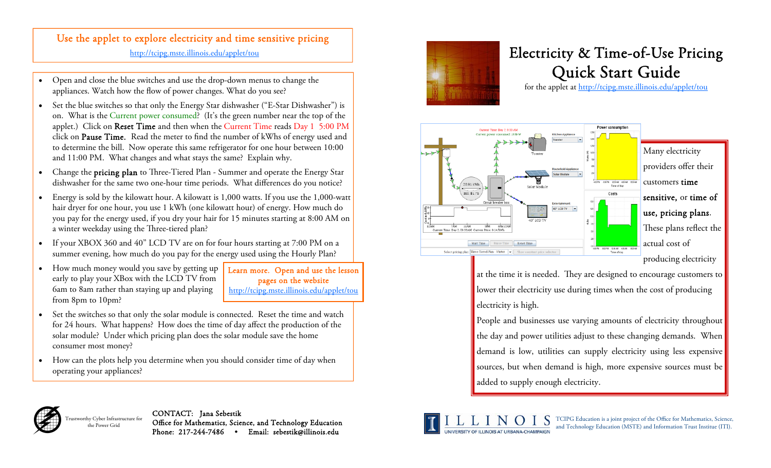## Use the applet to explore electricity and time sensitive pricing

http://tcipg.mste.illinois.edu/applet/tou

- Open and close the blue switches and use the drop-down menus to change the appliances. Watch how the flow of power changes. What do you see?
- Set the blue switches so that only the Energy Star dishwasher ("E-Star Dishwasher") is on. What is the Current power consumed? (It's the green number near the top of the applet.) Click on **Reset Time** and then when the Current Time reads Day 1 5:00 PM click on **Pause Time.** Read the meter to find the number of kWhs of energy used and to determine the bill. Now operate this same refrigerator for one hour between 10:00 and 11:00 PM. What changes and what stays the same? Explain why.
- Change the **pricing plan** to Three-Tiered Plan - Summer and operate the Energy Star dishwasher for the same two one-hour time periods. What differences do you notice?
- Energy is sold by the kilowatt hour. A kilowatt is 1,000 watts. If you use the 1,000-watt hair dryer for one hour, you use 1 kWh (one kilowatt hour) of energy. How much do you pay for the energy used, if you dry your hair for 15 minutes starting at 8:00 AM on a winter weekday using the Three-tiered plan?
- If your XBOX 360 and 40" LCD TV are on for four hours starting at 7:00 PM on a summer evening, how much do you pay for the energy used using the Hourly Plan?
- How much money would you save by getting up early to play your XBox with the LCD TV from 6am to 8am rather than staying up and playing from 8pm to 10pm?
- Set the switches so that only the solar module is connected. Reset the time and watch for 24 hours. What happens? How does the time of day affect the production of the solar module? Under which pricing plan does the solar module save the home consumer most money?
- How can the plots help you determine when you should consider time of day when operating your appliances?

Learn more. Open and use the lesson pages on the website
http://tcipg.mste.illinois.edu/applet/tou

Trustworthy Cyber Infrastructure for the Power Grid

**CONTACT: Jana Sebestik**
**Office for Mathematics, Science, and Technology Education**
**Phone: 217-244-7486 • Email: sebestik@illinois.edu**

# Electricity & Time-of-Use Pricing Quick Start Guide

for the applet at http://tcipg.mste.illinois.edu/applet/tou

Many electricity providers offer their customers **time sensitive,** or **time of use, pricing plans.** These plans reflect the actual cost of producing electricity at the time it is needed. They are designed to encourage customers to lower their electricity use during times when the cost of producing electricity is high.

People and businesses use varying amounts of electricity throughout the day and power utilities adjust to these changing demands. When demand is low, utilities can supply electricity using less expensive sources, but when demand is high, more expensive sources must be added to supply enough electricity.

ILLINOIS
UNIVERSITY OF ILLINOIS AT URBANA-CHAMPAIGN

TCIPG Education is a joint project of the Office for Mathematics, Science, and Technology Education (MSTE) and Information Trust Institue (ITI).